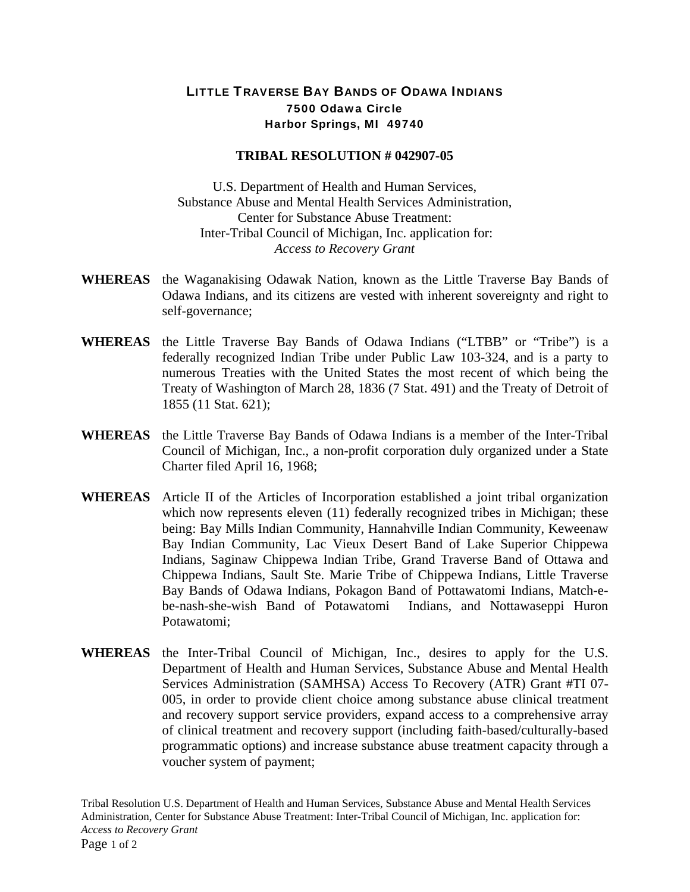# LITTLE TRAVERSE BAY BANDS OF ODAWA INDIANS

**7500 Odawa Circle**
**Harbor Springs, MI 49740**

## TRIBAL RESOLUTION # 042907-05

U.S. Department of Health and Human Services,
Substance Abuse and Mental Health Services Administration,
Center for Substance Abuse Treatment:
Inter-Tribal Council of Michigan, Inc. application for:
*Access to Recovery Grant*

**WHEREAS** the Waganakising Odawak Nation, known as the Little Traverse Bay Bands of Odawa Indians, and its citizens are vested with inherent sovereignty and right to self-governance;

**WHEREAS** the Little Traverse Bay Bands of Odawa Indians ("LTBB" or "Tribe") is a federally recognized Indian Tribe under Public Law 103-324, and is a party to numerous Treaties with the United States the most recent of which being the Treaty of Washington of March 28, 1836 (7 Stat. 491) and the Treaty of Detroit of 1855 (11 Stat. 621);

**WHEREAS** the Little Traverse Bay Bands of Odawa Indians is a member of the Inter-Tribal Council of Michigan, Inc., a non-profit corporation duly organized under a State Charter filed April 16, 1968;

**WHEREAS** Article II of the Articles of Incorporation established a joint tribal organization which now represents eleven (11) federally recognized tribes in Michigan; these being: Bay Mills Indian Community, Hannahville Indian Community, Keweenaw Bay Indian Community, Lac Vieux Desert Band of Lake Superior Chippewa Indians, Saginaw Chippewa Indian Tribe, Grand Traverse Band of Ottawa and Chippewa Indians, Sault Ste. Marie Tribe of Chippewa Indians, Little Traverse Bay Bands of Odawa Indians, Pokagon Band of Pottawatomi Indians, Match-e-be-nash-she-wish Band of Potawatomi Indians, and Nottawaseppi Huron Potawatomi;

**WHEREAS** the Inter-Tribal Council of Michigan, Inc., desires to apply for the U.S. Department of Health and Human Services, Substance Abuse and Mental Health Services Administration (SAMHSA) Access To Recovery (ATR) Grant #TI 07-005, in order to provide client choice among substance abuse clinical treatment and recovery support service providers, expand access to a comprehensive array of clinical treatment and recovery support (including faith-based/culturally-based programmatic options) and increase substance abuse treatment capacity through a voucher system of payment;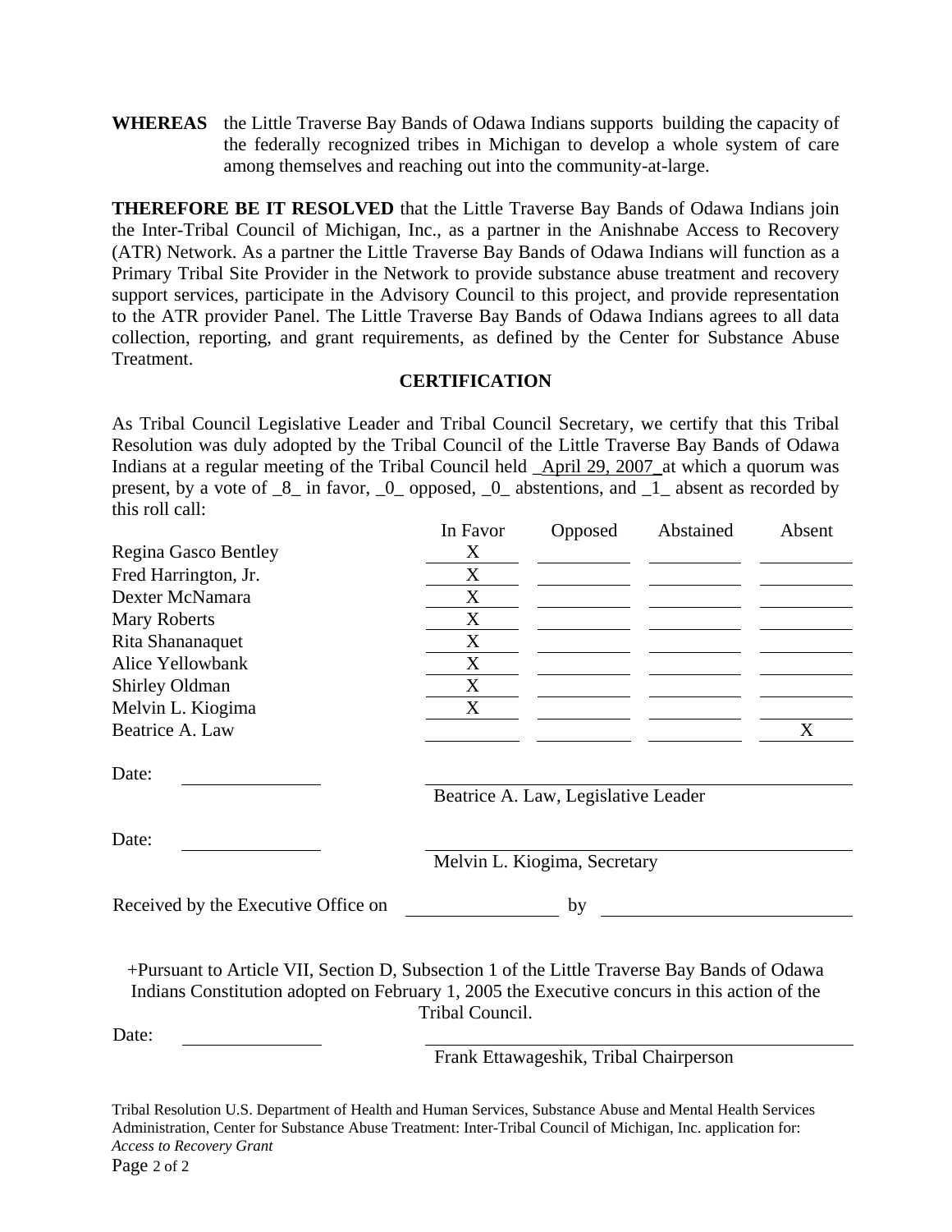**WHEREAS** the Little Traverse Bay Bands of Odawa Indians supports building the capacity of the federally recognized tribes in Michigan to develop a whole system of care among themselves and reaching out into the community-at-large.

**THEREFORE BE IT RESOLVED** that the Little Traverse Bay Bands of Odawa Indians join the Inter-Tribal Council of Michigan, Inc., as a partner in the Anishnabe Access to Recovery (ATR) Network. As a partner the Little Traverse Bay Bands of Odawa Indians will function as a Primary Tribal Site Provider in the Network to provide substance abuse treatment and recovery support services, participate in the Advisory Council to this project, and provide representation to the ATR provider Panel. The Little Traverse Bay Bands of Odawa Indians agrees to all data collection, reporting, and grant requirements, as defined by the Center for Substance Abuse Treatment.

## CERTIFICATION

As Tribal Council Legislative Leader and Tribal Council Secretary, we certify that this Tribal Resolution was duly adopted by the Tribal Council of the Little Traverse Bay Bands of Odawa Indians at a regular meeting of the Tribal Council held _April 29, 2007_ at which a quorum was present, by a vote of _8_ in favor, _0_ opposed, _0_ abstentions, and _1_ absent as recorded by this roll call:

| | In Favor | Opposed | Abstained | Absent |
|---|---|---|---|---|
| Regina Gasco Bentley | X | | | |
| Fred Harrington, Jr. | X | | | |
| Dexter McNamara | X | | | |
| Mary Roberts | X | | | |
| Rita Shananaquet | X | | | |
| Alice Yellowbank | X | | | |
| Shirley Oldman | X | | | |
| Melvin L. Kiogima | X | | | |
| Beatrice A. Law | | | | X |

Date: ______________ ______________________________
Beatrice A. Law, Legislative Leader

Date: ______________ ______________________________
Melvin L. Kiogima, Secretary

Received by the Executive Office on ______________ by ______________________

+Pursuant to Article VII, Section D, Subsection 1 of the Little Traverse Bay Bands of Odawa Indians Constitution adopted on February 1, 2005 the Executive concurs in this action of the Tribal Council.

Date: ______________ ______________________________
Frank Ettawageshik, Tribal Chairperson

Tribal Resolution U.S. Department of Health and Human Services, Substance Abuse and Mental Health Services Administration, Center for Substance Abuse Treatment: Inter-Tribal Council of Michigan, Inc. application for: *Access to Recovery Grant*